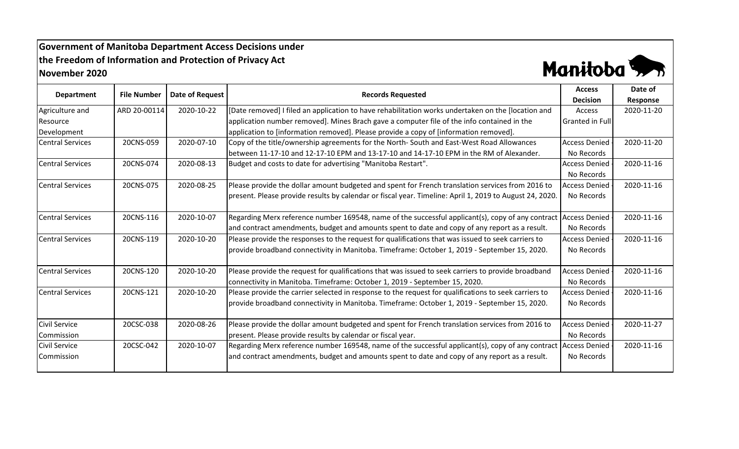**Government of Manitoba Department Access Decisions under the Freedom of Information and Protection of Privacy Act November 2020**

| Department | File Number | Date of Request | Records Requested | Access Decision | Date of Response |
|---|---|---|---|---|---|
| Agriculture and Resource Development | ARD 20-00114 | 2020-10-22 | [Date removed] I filed an application to have rehabilitation works undertaken on the [location and application number removed]. Mines Brach gave a computer file of the info contained in the application to [information removed]. Please provide a copy of [information removed]. | Access Granted in Full | 2020-11-20 |
| Central Services | 20CNS-059 | 2020-07-10 | Copy of the title/ownership agreements for the North- South and East-West Road Allowances between 11-17-10 and 12-17-10 EPM and 13-17-10 and 14-17-10 EPM in the RM of Alexander. | Access Denied - No Records | 2020-11-20 |
| Central Services | 20CNS-074 | 2020-08-13 | Budget and costs to date for advertising "Manitoba Restart". | Access Denied - No Records | 2020-11-16 |
| Central Services | 20CNS-075 | 2020-08-25 | Please provide the dollar amount budgeted and spent for French translation services from 2016 to present. Please provide results by calendar or fiscal year. Timeline: April 1, 2019 to August 24, 2020. | Access Denied - No Records | 2020-11-16 |
| Central Services | 20CNS-116 | 2020-10-07 | Regarding Merx reference number 169548, name of the successful applicant(s), copy of any contract and contract amendments, budget and amounts spent to date and copy of any report as a result. | Access Denied - No Records | 2020-11-16 |
| Central Services | 20CNS-119 | 2020-10-20 | Please provide the responses to the request for qualifications that was issued to seek carriers to provide broadband connectivity in Manitoba. Timeframe: October 1, 2019 - September 15, 2020. | Access Denied - No Records | 2020-11-16 |
| Central Services | 20CNS-120 | 2020-10-20 | Please provide the request for qualifications that was issued to seek carriers to provide broadband connectivity in Manitoba. Timeframe: October 1, 2019 - September 15, 2020. | Access Denied - No Records | 2020-11-16 |
| Central Services | 20CNS-121 | 2020-10-20 | Please provide the carrier selected in response to the request for qualifications to seek carriers to provide broadband connectivity in Manitoba. Timeframe: October 1, 2019 - September 15, 2020. | Access Denied - No Records | 2020-11-16 |
| Civil Service Commission | 20CSC-038 | 2020-08-26 | Please provide the dollar amount budgeted and spent for French translation services from 2016 to present. Please provide results by calendar or fiscal year. | Access Denied - No Records | 2020-11-27 |
| Civil Service Commission | 20CSC-042 | 2020-10-07 | Regarding Merx reference number 169548, name of the successful applicant(s), copy of any contract and contract amendments, budget and amounts spent to date and copy of any report as a result. | Access Denied - No Records | 2020-11-16 |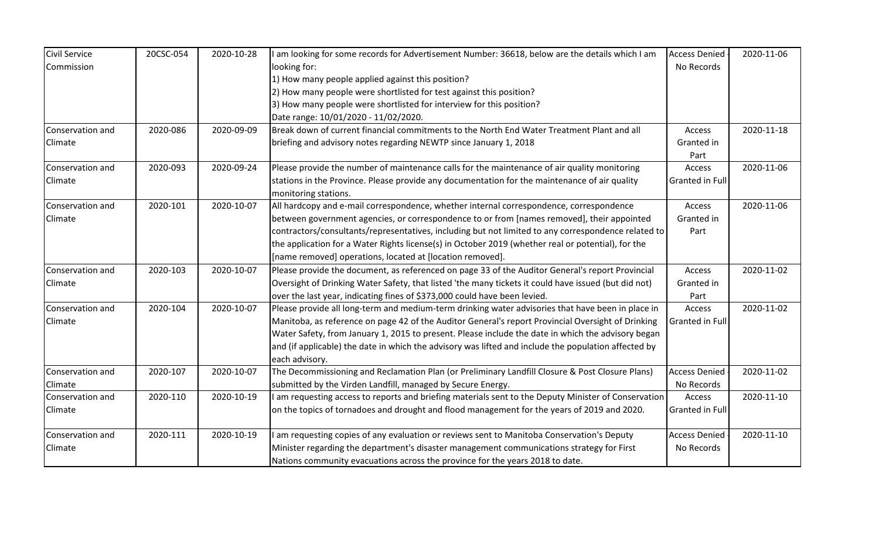| Civil Service Commission | 20CSC-054 | 2020-10-28 | I am looking for some records for Advertisement Number: 36618, below are the details which I am looking for:<br>1) How many people applied against this position?<br>2) How many people were shortlisted for test against this position?<br>3) How many people were shortlisted for interview for this position?<br>Date range: 10/01/2020 - 11/02/2020. | Access Denied - No Records | 2020-11-06 |
|---|---|---|---|---|---|
| Conservation and Climate | 2020-086 | 2020-09-09 | Break down of current financial commitments to the North End Water Treatment Plant and all briefing and advisory notes regarding NEWTP since January 1, 2018 | Access Granted in Part | 2020-11-18 |
| Conservation and Climate | 2020-093 | 2020-09-24 | Please provide the number of maintenance calls for the maintenance of air quality monitoring stations in the Province. Please provide any documentation for the maintenance of air quality monitoring stations. | Access Granted in Full | 2020-11-06 |
| Conservation and Climate | 2020-101 | 2020-10-07 | All hardcopy and e-mail correspondence, whether internal correspondence, correspondence between government agencies, or correspondence to or from [names removed], their appointed contractors/consultants/representatives, including but not limited to any correspondence related to the application for a Water Rights license(s) in October 2019 (whether real or potential), for the [name removed] operations, located at [location removed]. | Access Granted in Part | 2020-11-06 |
| Conservation and Climate | 2020-103 | 2020-10-07 | Please provide the document, as referenced on page 33 of the Auditor General's report Provincial Oversight of Drinking Water Safety, that listed 'the many tickets it could have issued (but did not) over the last year, indicating fines of $373,000 could have been levied. | Access Granted in Part | 2020-11-02 |
| Conservation and Climate | 2020-104 | 2020-10-07 | Please provide all long-term and medium-term drinking water advisories that have been in place in Manitoba, as reference on page 42 of the Auditor General's report Provincial Oversight of Drinking Water Safety, from January 1, 2015 to present. Please include the date in which the advisory began and (if applicable) the date in which the advisory was lifted and include the population affected by each advisory. | Access Granted in Full | 2020-11-02 |
| Conservation and Climate | 2020-107 | 2020-10-07 | The Decommissioning and Reclamation Plan (or Preliminary Landfill Closure & Post Closure Plans) submitted by the Virden Landfill, managed by Secure Energy. | Access Denied - No Records | 2020-11-02 |
| Conservation and Climate | 2020-110 | 2020-10-19 | I am requesting access to reports and briefing materials sent to the Deputy Minister of Conservation on the topics of tornadoes and drought and flood management for the years of 2019 and 2020. | Access Granted in Full | 2020-11-10 |
| Conservation and Climate | 2020-111 | 2020-10-19 | I am requesting copies of any evaluation or reviews sent to Manitoba Conservation's Deputy Minister regarding the department's disaster management communications strategy for First Nations community evacuations across the province for the years 2018 to date. | Access Denied - No Records | 2020-11-10 |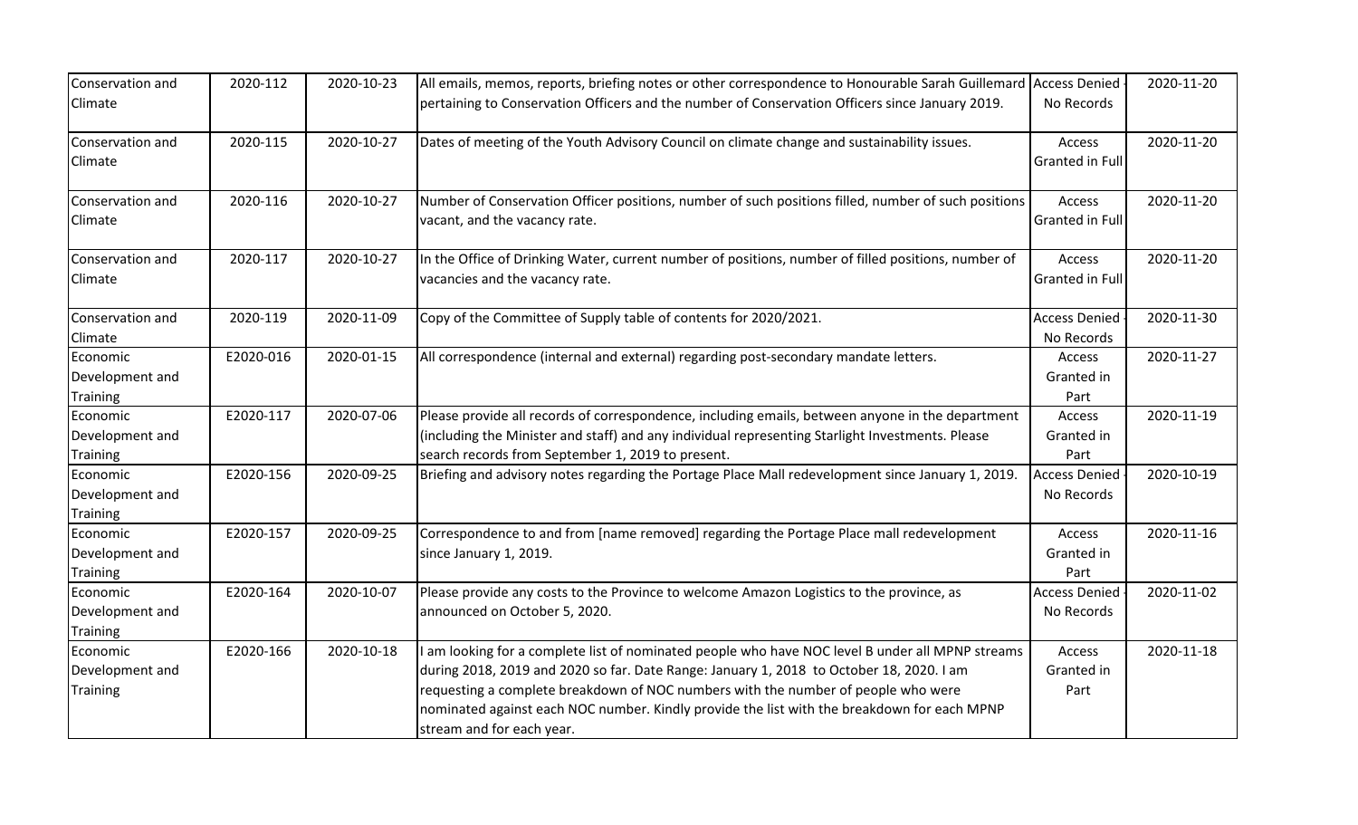| Conservation and Climate | 2020-112 | 2020-10-23 | All emails, memos, reports, briefing notes or other correspondence to Honourable Sarah Guillemard pertaining to Conservation Officers and the number of Conservation Officers since January 2019. | Access Denied - No Records | 2020-11-20 |
|---|---|---|---|---|---|
| Conservation and Climate | 2020-115 | 2020-10-27 | Dates of meeting of the Youth Advisory Council on climate change and sustainability issues. | Access Granted in Full | 2020-11-20 |
| Conservation and Climate | 2020-116 | 2020-10-27 | Number of Conservation Officer positions, number of such positions filled, number of such positions vacant, and the vacancy rate. | Access Granted in Full | 2020-11-20 |
| Conservation and Climate | 2020-117 | 2020-10-27 | In the Office of Drinking Water, current number of positions, number of filled positions, number of vacancies and the vacancy rate. | Access Granted in Full | 2020-11-20 |
| Conservation and Climate | 2020-119 | 2020-11-09 | Copy of the Committee of Supply table of contents for 2020/2021. | Access Denied - No Records | 2020-11-30 |
| Economic Development and Training | E2020-016 | 2020-01-15 | All correspondence (internal and external) regarding post-secondary mandate letters. | Access Granted in Part | 2020-11-27 |
| Economic Development and Training | E2020-117 | 2020-07-06 | Please provide all records of correspondence, including emails, between anyone in the department (including the Minister and staff) and any individual representing Starlight Investments. Please search records from September 1, 2019 to present. | Access Granted in Part | 2020-11-19 |
| Economic Development and Training | E2020-156 | 2020-09-25 | Briefing and advisory notes regarding the Portage Place Mall redevelopment since January 1, 2019. | Access Denied - No Records | 2020-10-19 |
| Economic Development and Training | E2020-157 | 2020-09-25 | Correspondence to and from [name removed] regarding the Portage Place mall redevelopment since January 1, 2019. | Access Granted in Part | 2020-11-16 |
| Economic Development and Training | E2020-164 | 2020-10-07 | Please provide any costs to the Province to welcome Amazon Logistics to the province, as announced on October 5, 2020. | Access Denied - No Records | 2020-11-02 |
| Economic Development and Training | E2020-166 | 2020-10-18 | I am looking for a complete list of nominated people who have NOC level B under all MPNP streams during 2018, 2019 and 2020 so far. Date Range: January 1, 2018 to October 18, 2020. I am requesting a complete breakdown of NOC numbers with the number of people who were nominated against each NOC number. Kindly provide the list with the breakdown for each MPNP stream and for each year. | Access Granted in Part | 2020-11-18 |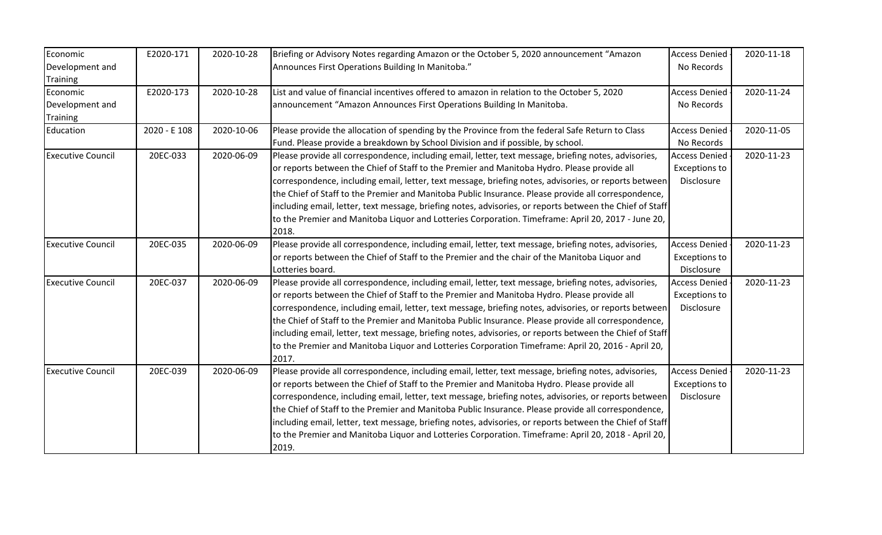| Economic Development and Training | E2020-171 | 2020-10-28 | Briefing or Advisory Notes regarding Amazon or the October 5, 2020 announcement "Amazon Announces First Operations Building In Manitoba." | Access Denied - No Records | 2020-11-18 |
|---|---|---|---|---|---|
| Economic Development and Training | E2020-173 | 2020-10-28 | List and value of financial incentives offered to amazon in relation to the October 5, 2020 announcement "Amazon Announces First Operations Building In Manitoba. | Access Denied - No Records | 2020-11-24 |
| Education | 2020 - E 108 | 2020-10-06 | Please provide the allocation of spending by the Province from the federal Safe Return to Class Fund. Please provide a breakdown by School Division and if possible, by school. | Access Denied - No Records | 2020-11-05 |
| Executive Council | 20EC-033 | 2020-06-09 | Please provide all correspondence, including email, letter, text message, briefing notes, advisories, or reports between the Chief of Staff to the Premier and Manitoba Hydro. Please provide all correspondence, including email, letter, text message, briefing notes, advisories, or reports between the Chief of Staff to the Premier and Manitoba Public Insurance. Please provide all correspondence, including email, letter, text message, briefing notes, advisories, or reports between the Chief of Staff to the Premier and Manitoba Liquor and Lotteries Corporation. Timeframe: April 20, 2017 - June 20, 2018. | Access Denied - Exceptions to Disclosure | 2020-11-23 |
| Executive Council | 20EC-035 | 2020-06-09 | Please provide all correspondence, including email, letter, text message, briefing notes, advisories, or reports between the Chief of Staff to the Premier and the chair of the Manitoba Liquor and Lotteries board. | Access Denied - Exceptions to Disclosure | 2020-11-23 |
| Executive Council | 20EC-037 | 2020-06-09 | Please provide all correspondence, including email, letter, text message, briefing notes, advisories, or reports between the Chief of Staff to the Premier and Manitoba Hydro. Please provide all correspondence, including email, letter, text message, briefing notes, advisories, or reports between the Chief of Staff to the Premier and Manitoba Public Insurance. Please provide all correspondence, including email, letter, text message, briefing notes, advisories, or reports between the Chief of Staff to the Premier and Manitoba Liquor and Lotteries Corporation Timeframe: April 20, 2016 - April 20, 2017. | Access Denied - Exceptions to Disclosure | 2020-11-23 |
| Executive Council | 20EC-039 | 2020-06-09 | Please provide all correspondence, including email, letter, text message, briefing notes, advisories, or reports between the Chief of Staff to the Premier and Manitoba Hydro. Please provide all correspondence, including email, letter, text message, briefing notes, advisories, or reports between the Chief of Staff to the Premier and Manitoba Public Insurance. Please provide all correspondence, including email, letter, text message, briefing notes, advisories, or reports between the Chief of Staff to the Premier and Manitoba Liquor and Lotteries Corporation. Timeframe: April 20, 2018 - April 20, 2019. | Access Denied - Exceptions to Disclosure | 2020-11-23 |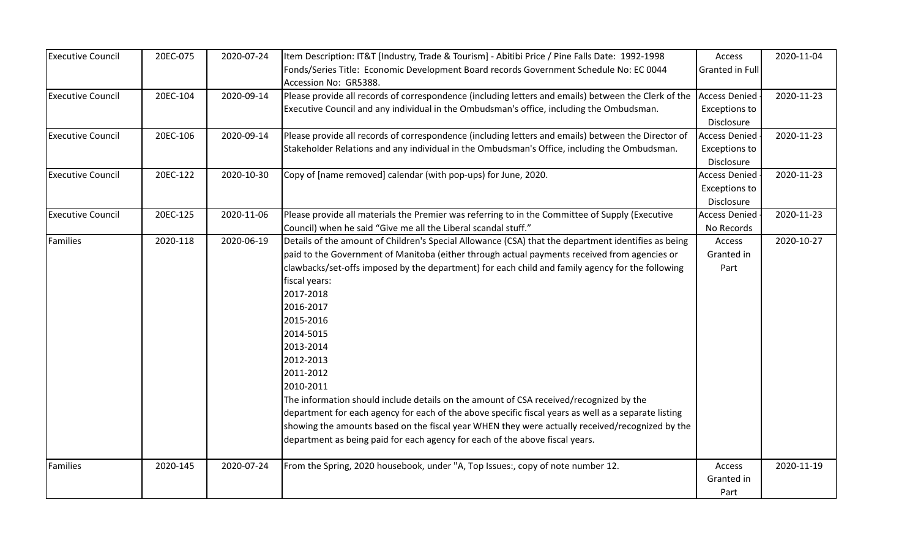| Executive Council | 20EC-075 | 2020-07-24 | Item Description: IT&T [Industry, Trade & Tourism] - Abitibi Price / Pine Falls Date: 1992-1998 Fonds/Series Title: Economic Development Board records Government Schedule No: EC 0044 Accession No: GR5388. | Access Granted in Full | 2020-11-04 |
|---|---|---|---|---|---|
| Executive Council | 20EC-104 | 2020-09-14 | Please provide all records of correspondence (including letters and emails) between the Clerk of the Executive Council and any individual in the Ombudsman's office, including the Ombudsman. | Access Denied - Exceptions to Disclosure | 2020-11-23 |
| Executive Council | 20EC-106 | 2020-09-14 | Please provide all records of correspondence (including letters and emails) between the Director of Stakeholder Relations and any individual in the Ombudsman's Office, including the Ombudsman. | Access Denied - Exceptions to Disclosure | 2020-11-23 |
| Executive Council | 20EC-122 | 2020-10-30 | Copy of [name removed] calendar (with pop-ups) for June, 2020. | Access Denied - Exceptions to Disclosure | 2020-11-23 |
| Executive Council | 20EC-125 | 2020-11-06 | Please provide all materials the Premier was referring to in the Committee of Supply (Executive Council) when he said "Give me all the Liberal scandal stuff." | Access Denied - No Records | 2020-11-23 |
| Families | 2020-118 | 2020-06-19 | Details of the amount of Children's Special Allowance (CSA) that the department identifies as being paid to the Government of Manitoba (either through actual payments received from agencies or clawbacks/set-offs imposed by the department) for each child and family agency for the following fiscal years:<br>2017-2018<br>2016-2017<br>2015-2016<br>2014-5015<br>2013-2014<br>2012-2013<br>2011-2012<br>2010-2011<br>The information should include details on the amount of CSA received/recognized by the department for each agency for each of the above specific fiscal years as well as a separate listing showing the amounts based on the fiscal year WHEN they were actually received/recognized by the department as being paid for each agency for each of the above fiscal years. | Access Granted in Part | 2020-10-27 |
| Families | 2020-145 | 2020-07-24 | From the Spring, 2020 housebook, under "A, Top Issues:, copy of note number 12. | Access Granted in Part | 2020-11-19 |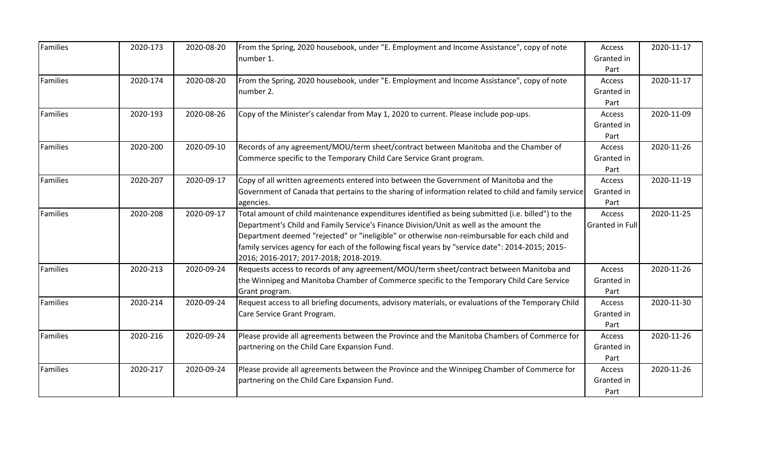| Families | 2020-173 | 2020-08-20 | From the Spring, 2020 housebook, under "E. Employment and Income Assistance", copy of note number 1. | Access Granted in Part | 2020-11-17 |
|---|---|---|---|---|---|
| Families | 2020-174 | 2020-08-20 | From the Spring, 2020 housebook, under "E. Employment and Income Assistance", copy of note number 2. | Access Granted in Part | 2020-11-17 |
| Families | 2020-193 | 2020-08-26 | Copy of the Minister's calendar from May 1, 2020 to current. Please include pop-ups. | Access Granted in Part | 2020-11-09 |
| Families | 2020-200 | 2020-09-10 | Records of any agreement/MOU/term sheet/contract between Manitoba and the Chamber of Commerce specific to the Temporary Child Care Service Grant program. | Access Granted in Part | 2020-11-26 |
| Families | 2020-207 | 2020-09-17 | Copy of all written agreements entered into between the Government of Manitoba and the Government of Canada that pertains to the sharing of information related to child and family service agencies. | Access Granted in Part | 2020-11-19 |
| Families | 2020-208 | 2020-09-17 | Total amount of child maintenance expenditures identified as being submitted (i.e. billed") to the Department's Child and Family Service's Finance Division/Unit as well as the amount the Department deemed "rejected" or "ineligible" or otherwise non-reimbursable for each child and family services agency for each of the following fiscal years by "service date": 2014-2015; 2015-2016; 2016-2017; 2017-2018; 2018-2019. | Access Granted in Full | 2020-11-25 |
| Families | 2020-213 | 2020-09-24 | Requests access to records of any agreement/MOU/term sheet/contract between Manitoba and the Winnipeg and Manitoba Chamber of Commerce specific to the Temporary Child Care Service Grant program. | Access Granted in Part | 2020-11-26 |
| Families | 2020-214 | 2020-09-24 | Request access to all briefing documents, advisory materials, or evaluations of the Temporary Child Care Service Grant Program. | Access Granted in Part | 2020-11-30 |
| Families | 2020-216 | 2020-09-24 | Please provide all agreements between the Province and the Manitoba Chambers of Commerce for partnering on the Child Care Expansion Fund. | Access Granted in Part | 2020-11-26 |
| Families | 2020-217 | 2020-09-24 | Please provide all agreements between the Province and the Winnipeg Chamber of Commerce for partnering on the Child Care Expansion Fund. | Access Granted in Part | 2020-11-26 |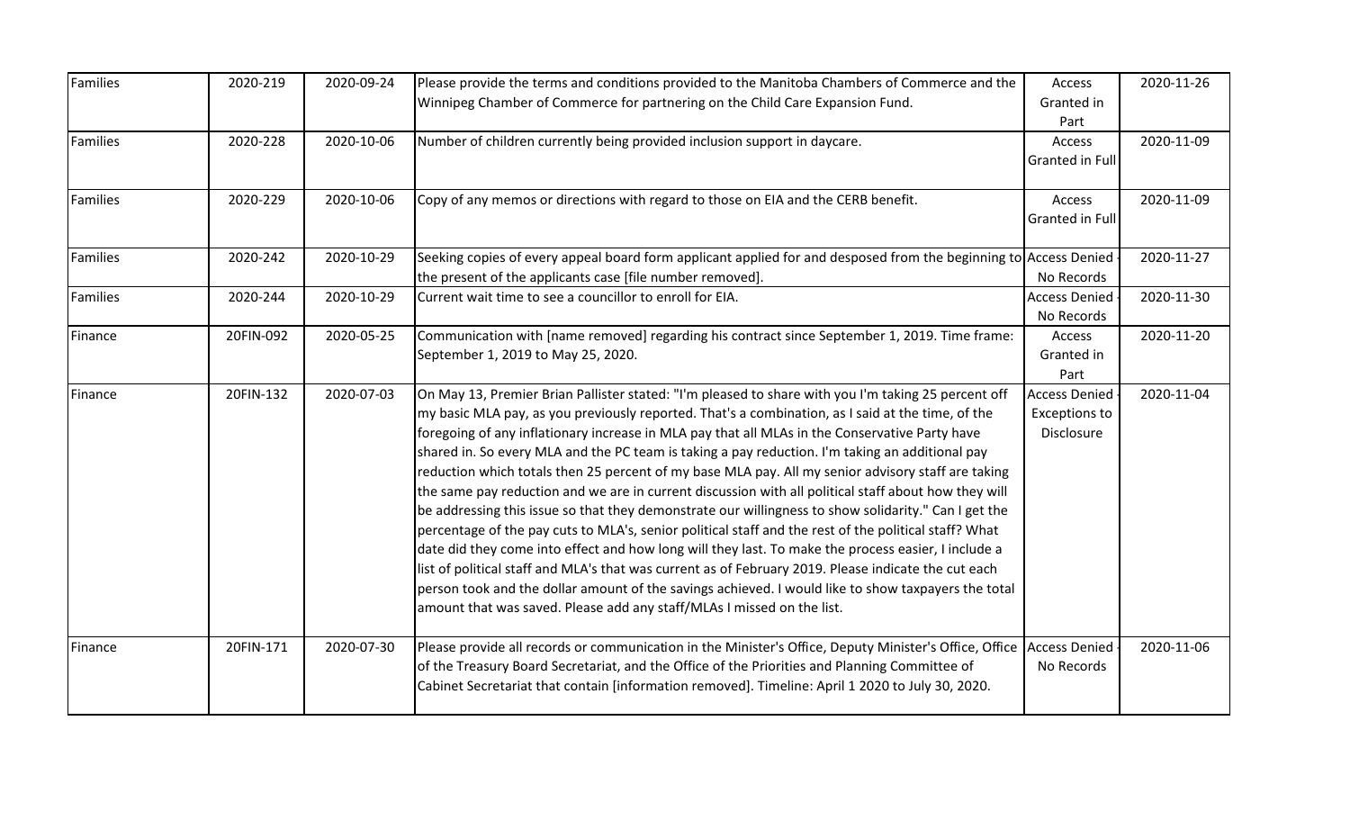| Families | 2020-219 | 2020-09-24 | Please provide the terms and conditions provided to the Manitoba Chambers of Commerce and the Winnipeg Chamber of Commerce for partnering on the Child Care Expansion Fund. | Access Granted in Part | 2020-11-26 |
|---|---|---|---|---|---|
| Families | 2020-228 | 2020-10-06 | Number of children currently being provided inclusion support in daycare. | Access Granted in Full | 2020-11-09 |
| Families | 2020-229 | 2020-10-06 | Copy of any memos or directions with regard to those on EIA and the CERB benefit. | Access Granted in Full | 2020-11-09 |
| Families | 2020-242 | 2020-10-29 | Seeking copies of every appeal board form applicant applied for and desposed from the beginning to the present of the applicants case [file number removed]. | Access Denied - No Records | 2020-11-27 |
| Families | 2020-244 | 2020-10-29 | Current wait time to see a councillor to enroll for EIA. | Access Denied - No Records | 2020-11-30 |
| Finance | 20FIN-092 | 2020-05-25 | Communication with [name removed] regarding his contract since September 1, 2019. Time frame: September 1, 2019 to May 25, 2020. | Access Granted in Part | 2020-11-20 |
| Finance | 20FIN-132 | 2020-07-03 | On May 13, Premier Brian Pallister stated: "I'm pleased to share with you I'm taking 25 percent off my basic MLA pay, as you previously reported. That's a combination, as I said at the time, of the foregoing of any inflationary increase in MLA pay that all MLAs in the Conservative Party have shared in. So every MLA and the PC team is taking a pay reduction. I'm taking an additional pay reduction which totals then 25 percent of my base MLA pay. All my senior advisory staff are taking the same pay reduction and we are in current discussion with all political staff about how they will be addressing this issue so that they demonstrate our willingness to show solidarity." Can I get the percentage of the pay cuts to MLA's, senior political staff and the rest of the political staff? What date did they come into effect and how long will they last. To make the process easier, I include a list of political staff and MLA's that was current as of February 2019. Please indicate the cut each person took and the dollar amount of the savings achieved. I would like to show taxpayers the total amount that was saved. Please add any staff/MLAs I missed on the list. | Access Denied - Exceptions to Disclosure | 2020-11-04 |
| Finance | 20FIN-171 | 2020-07-30 | Please provide all records or communication in the Minister's Office, Deputy Minister's Office, Office of the Treasury Board Secretariat, and the Office of the Priorities and Planning Committee of Cabinet Secretariat that contain [information removed]. Timeline: April 1 2020 to July 30, 2020. | Access Denied - No Records | 2020-11-06 |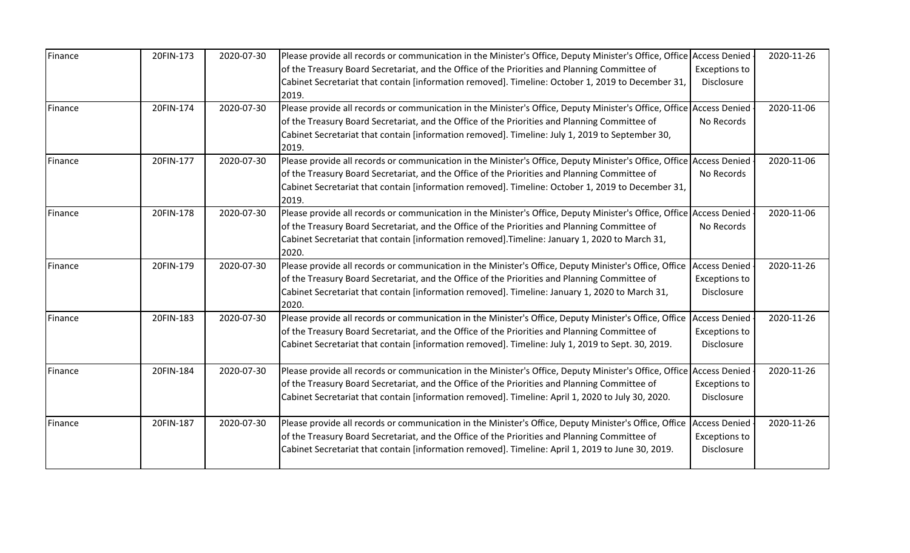| Finance | 20FIN-173 | 2020-07-30 | Please provide all records or communication in the Minister's Office, Deputy Minister's Office, Office of the Treasury Board Secretariat, and the Office of the Priorities and Planning Committee of Cabinet Secretariat that contain [information removed]. Timeline: October 1, 2019 to December 31, 2019. | Access Denied - Exceptions to Disclosure | 2020-11-26 |
|---|---|---|---|---|---|
| Finance | 20FIN-174 | 2020-07-30 | Please provide all records or communication in the Minister's Office, Deputy Minister's Office, Office of the Treasury Board Secretariat, and the Office of the Priorities and Planning Committee of Cabinet Secretariat that contain [information removed]. Timeline: July 1, 2019 to September 30, 2019. | Access Denied - No Records | 2020-11-06 |
| Finance | 20FIN-177 | 2020-07-30 | Please provide all records or communication in the Minister's Office, Deputy Minister's Office, Office of the Treasury Board Secretariat, and the Office of the Priorities and Planning Committee of Cabinet Secretariat that contain [information removed]. Timeline: October 1, 2019 to December 31, 2019. | Access Denied - No Records | 2020-11-06 |
| Finance | 20FIN-178 | 2020-07-30 | Please provide all records or communication in the Minister's Office, Deputy Minister's Office, Office of the Treasury Board Secretariat, and the Office of the Priorities and Planning Committee of Cabinet Secretariat that contain [information removed].Timeline: January 1, 2020 to March 31, 2020. | Access Denied - No Records | 2020-11-06 |
| Finance | 20FIN-179 | 2020-07-30 | Please provide all records or communication in the Minister's Office, Deputy Minister's Office, Office of the Treasury Board Secretariat, and the Office of the Priorities and Planning Committee of Cabinet Secretariat that contain [information removed]. Timeline: January 1, 2020 to March 31, 2020. | Access Denied - Exceptions to Disclosure | 2020-11-26 |
| Finance | 20FIN-183 | 2020-07-30 | Please provide all records or communication in the Minister's Office, Deputy Minister's Office, Office of the Treasury Board Secretariat, and the Office of the Priorities and Planning Committee of Cabinet Secretariat that contain [information removed]. Timeline: July 1, 2019 to Sept. 30, 2019. | Access Denied - Exceptions to Disclosure | 2020-11-26 |
| Finance | 20FIN-184 | 2020-07-30 | Please provide all records or communication in the Minister's Office, Deputy Minister's Office, Office of the Treasury Board Secretariat, and the Office of the Priorities and Planning Committee of Cabinet Secretariat that contain [information removed]. Timeline: April 1, 2020 to July 30, 2020. | Access Denied - Exceptions to Disclosure | 2020-11-26 |
| Finance | 20FIN-187 | 2020-07-30 | Please provide all records or communication in the Minister's Office, Deputy Minister's Office, Office of the Treasury Board Secretariat, and the Office of the Priorities and Planning Committee of Cabinet Secretariat that contain [information removed]. Timeline: April 1, 2019 to June 30, 2019. | Access Denied - Exceptions to Disclosure | 2020-11-26 |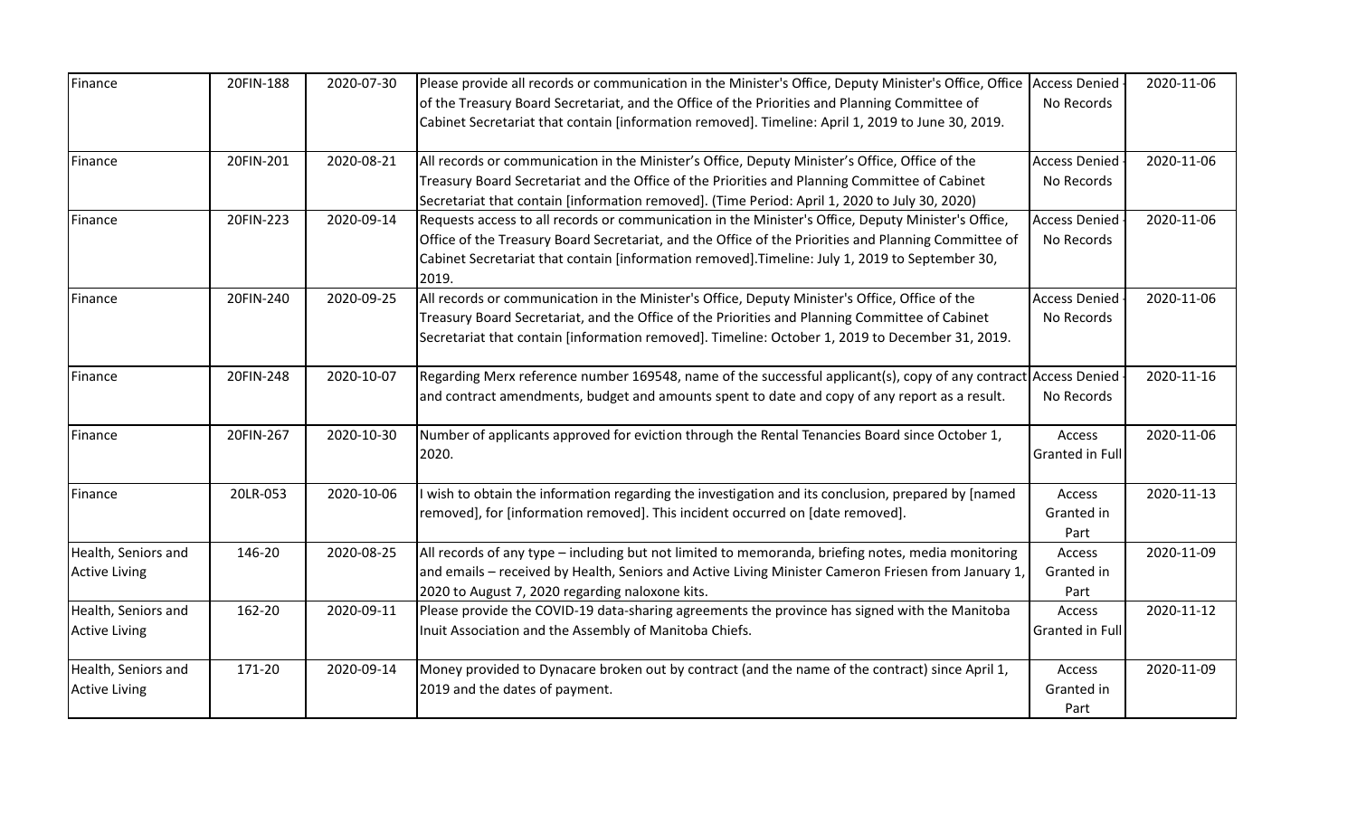| Finance | 20FIN-188 | 2020-07-30 | Please provide all records or communication in the Minister's Office, Deputy Minister's Office, Office of the Treasury Board Secretariat, and the Office of the Priorities and Planning Committee of Cabinet Secretariat that contain [information removed]. Timeline: April 1, 2019 to June 30, 2019. | Access Denied - No Records | 2020-11-06 |
|---|---|---|---|---|---|
| Finance | 20FIN-201 | 2020-08-21 | All records or communication in the Minister's Office, Deputy Minister's Office, Office of the Treasury Board Secretariat and the Office of the Priorities and Planning Committee of Cabinet Secretariat that contain [information removed]. (Time Period: April 1, 2020 to July 30, 2020) | Access Denied - No Records | 2020-11-06 |
| Finance | 20FIN-223 | 2020-09-14 | Requests access to all records or communication in the Minister's Office, Deputy Minister's Office, Office of the Treasury Board Secretariat, and the Office of the Priorities and Planning Committee of Cabinet Secretariat that contain [information removed].Timeline: July 1, 2019 to September 30, 2019. | Access Denied - No Records | 2020-11-06 |
| Finance | 20FIN-240 | 2020-09-25 | All records or communication in the Minister's Office, Deputy Minister's Office, Office of the Treasury Board Secretariat, and the Office of the Priorities and Planning Committee of Cabinet Secretariat that contain [information removed]. Timeline: October 1, 2019 to December 31, 2019. | Access Denied - No Records | 2020-11-06 |
| Finance | 20FIN-248 | 2020-10-07 | Regarding Merx reference number 169548, name of the successful applicant(s), copy of any contract and contract amendments, budget and amounts spent to date and copy of any report as a result. | Access Denied - No Records | 2020-11-16 |
| Finance | 20FIN-267 | 2020-10-30 | Number of applicants approved for eviction through the Rental Tenancies Board since October 1, 2020. | Access Granted in Full | 2020-11-06 |
| Finance | 20LR-053 | 2020-10-06 | I wish to obtain the information regarding the investigation and its conclusion, prepared by [named removed], for [information removed]. This incident occurred on [date removed]. | Access Granted in Part | 2020-11-13 |
| Health, Seniors and Active Living | 146-20 | 2020-08-25 | All records of any type – including but not limited to memoranda, briefing notes, media monitoring and emails – received by Health, Seniors and Active Living Minister Cameron Friesen from January 1, 2020 to August 7, 2020 regarding naloxone kits. | Access Granted in Part | 2020-11-09 |
| Health, Seniors and Active Living | 162-20 | 2020-09-11 | Please provide the COVID-19 data-sharing agreements the province has signed with the Manitoba Inuit Association and the Assembly of Manitoba Chiefs. | Access Granted in Full | 2020-11-12 |
| Health, Seniors and Active Living | 171-20 | 2020-09-14 | Money provided to Dynacare broken out by contract (and the name of the contract) since April 1, 2019 and the dates of payment. | Access Granted in Part | 2020-11-09 |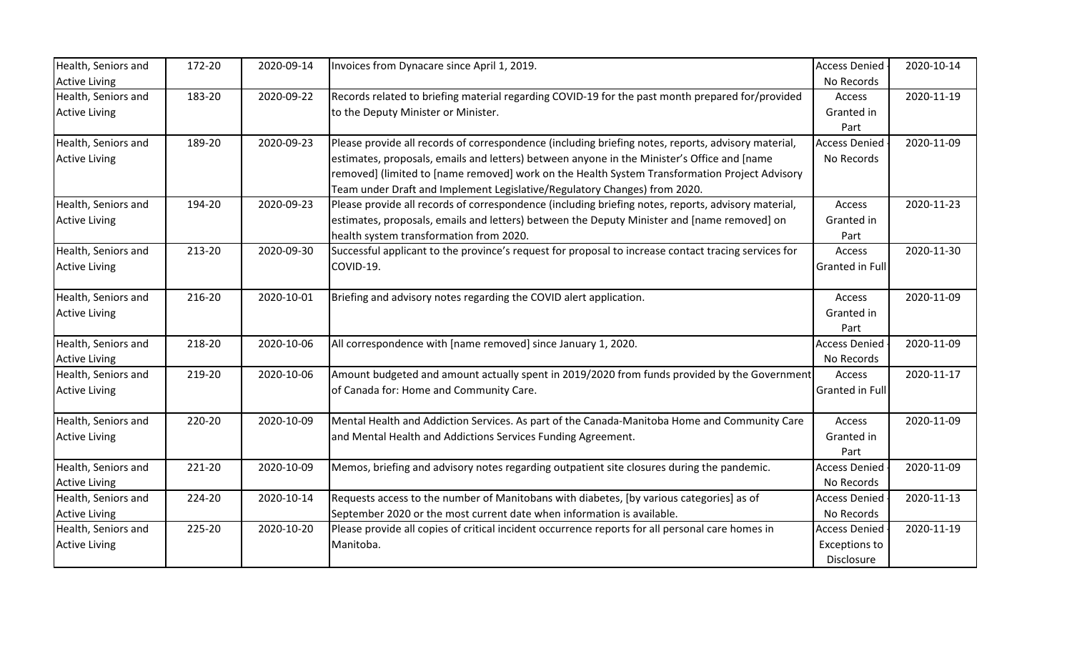| Health, Seniors and Active Living | 172-20 | 2020-09-14 | Invoices from Dynacare since April 1, 2019. | Access Denied - No Records | 2020-10-14 |
|---|---|---|---|---|---|
| Health, Seniors and Active Living | 183-20 | 2020-09-22 | Records related to briefing material regarding COVID-19 for the past month prepared for/provided to the Deputy Minister or Minister. | Access Granted in Part | 2020-11-19 |
| Health, Seniors and Active Living | 189-20 | 2020-09-23 | Please provide all records of correspondence (including briefing notes, reports, advisory material, estimates, proposals, emails and letters) between anyone in the Minister's Office and [name removed] (limited to [name removed] work on the Health System Transformation Project Advisory Team under Draft and Implement Legislative/Regulatory Changes) from 2020. | Access Denied - No Records | 2020-11-09 |
| Health, Seniors and Active Living | 194-20 | 2020-09-23 | Please provide all records of correspondence (including briefing notes, reports, advisory material, estimates, proposals, emails and letters) between the Deputy Minister and [name removed] on health system transformation from 2020. | Access Granted in Part | 2020-11-23 |
| Health, Seniors and Active Living | 213-20 | 2020-09-30 | Successful applicant to the province's request for proposal to increase contact tracing services for COVID-19. | Access Granted in Full | 2020-11-30 |
| Health, Seniors and Active Living | 216-20 | 2020-10-01 | Briefing and advisory notes regarding the COVID alert application. | Access Granted in Part | 2020-11-09 |
| Health, Seniors and Active Living | 218-20 | 2020-10-06 | All correspondence with [name removed] since January 1, 2020. | Access Denied - No Records | 2020-11-09 |
| Health, Seniors and Active Living | 219-20 | 2020-10-06 | Amount budgeted and amount actually spent in 2019/2020 from funds provided by the Government of Canada for: Home and Community Care. | Access Granted in Full | 2020-11-17 |
| Health, Seniors and Active Living | 220-20 | 2020-10-09 | Mental Health and Addiction Services. As part of the Canada-Manitoba Home and Community Care and Mental Health and Addictions Services Funding Agreement. | Access Granted in Part | 2020-11-09 |
| Health, Seniors and Active Living | 221-20 | 2020-10-09 | Memos, briefing and advisory notes regarding outpatient site closures during the pandemic. | Access Denied - No Records | 2020-11-09 |
| Health, Seniors and Active Living | 224-20 | 2020-10-14 | Requests access to the number of Manitobans with diabetes, [by various categories] as of September 2020 or the most current date when information is available. | Access Denied - No Records | 2020-11-13 |
| Health, Seniors and Active Living | 225-20 | 2020-10-20 | Please provide all copies of critical incident occurrence reports for all personal care homes in Manitoba. | Access Denied - Exceptions to Disclosure | 2020-11-19 |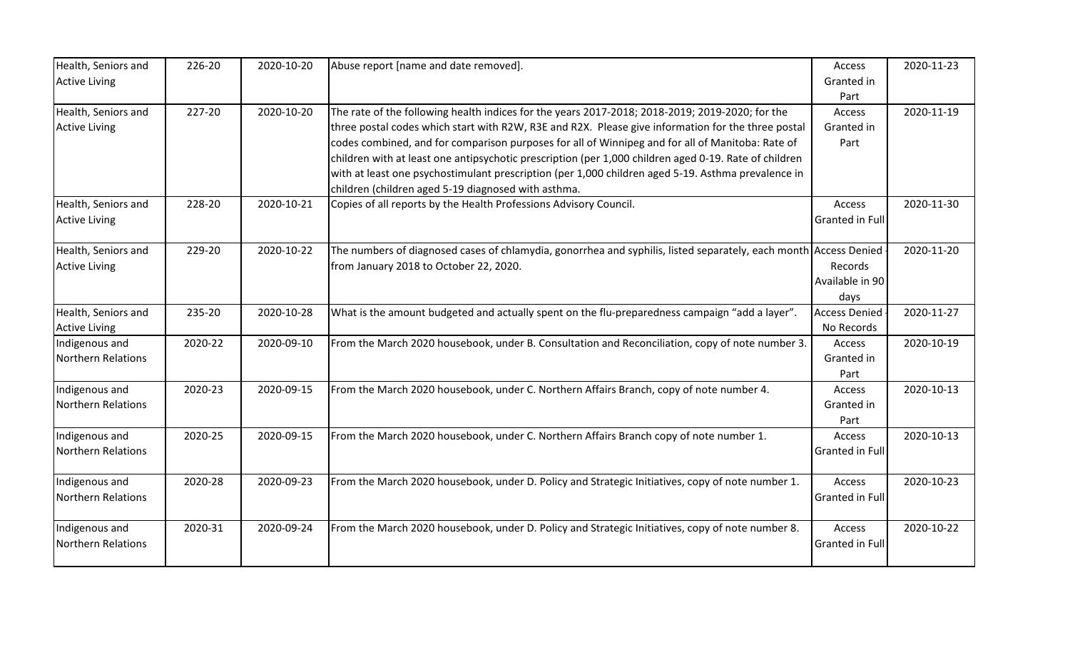| Health, Seniors and Active Living | 226-20 | 2020-10-20 | Abuse report [name and date removed]. | Access Granted in Part | 2020-11-23 |
|---|---|---|---|---|---|
| Health, Seniors and Active Living | 227-20 | 2020-10-20 | The rate of the following health indices for the years 2017-2018; 2018-2019; 2019-2020; for the three postal codes which start with R2W, R3E and R2X. Please give information for the three postal codes combined, and for comparison purposes for all of Winnipeg and for all of Manitoba: Rate of children with at least one antipsychotic prescription (per 1,000 children aged 0-19. Rate of children with at least one psychostimulant prescription (per 1,000 children aged 5-19. Asthma prevalence in children (children aged 5-19 diagnosed with asthma. | Access Granted in Part | 2020-11-19 |
| Health, Seniors and Active Living | 228-20 | 2020-10-21 | Copies of all reports by the Health Professions Advisory Council. | Access Granted in Full | 2020-11-30 |
| Health, Seniors and Active Living | 229-20 | 2020-10-22 | The numbers of diagnosed cases of chlamydia, gonorrhea and syphilis, listed separately, each month from January 2018 to October 22, 2020. | Access Denied - Records Available in 90 days | 2020-11-20 |
| Health, Seniors and Active Living | 235-20 | 2020-10-28 | What is the amount budgeted and actually spent on the flu-preparedness campaign "add a layer". | Access Denied - No Records | 2020-11-27 |
| Indigenous and Northern Relations | 2020-22 | 2020-09-10 | From the March 2020 housebook, under B. Consultation and Reconciliation, copy of note number 3. | Access Granted in Part | 2020-10-19 |
| Indigenous and Northern Relations | 2020-23 | 2020-09-15 | From the March 2020 housebook, under C. Northern Affairs Branch, copy of note number 4. | Access Granted in Part | 2020-10-13 |
| Indigenous and Northern Relations | 2020-25 | 2020-09-15 | From the March 2020 housebook, under C. Northern Affairs Branch copy of note number 1. | Access Granted in Full | 2020-10-13 |
| Indigenous and Northern Relations | 2020-28 | 2020-09-23 | From the March 2020 housebook, under D. Policy and Strategic Initiatives, copy of note number 1. | Access Granted in Full | 2020-10-23 |
| Indigenous and Northern Relations | 2020-31 | 2020-09-24 | From the March 2020 housebook, under D. Policy and Strategic Initiatives, copy of note number 8. | Access Granted in Full | 2020-10-22 |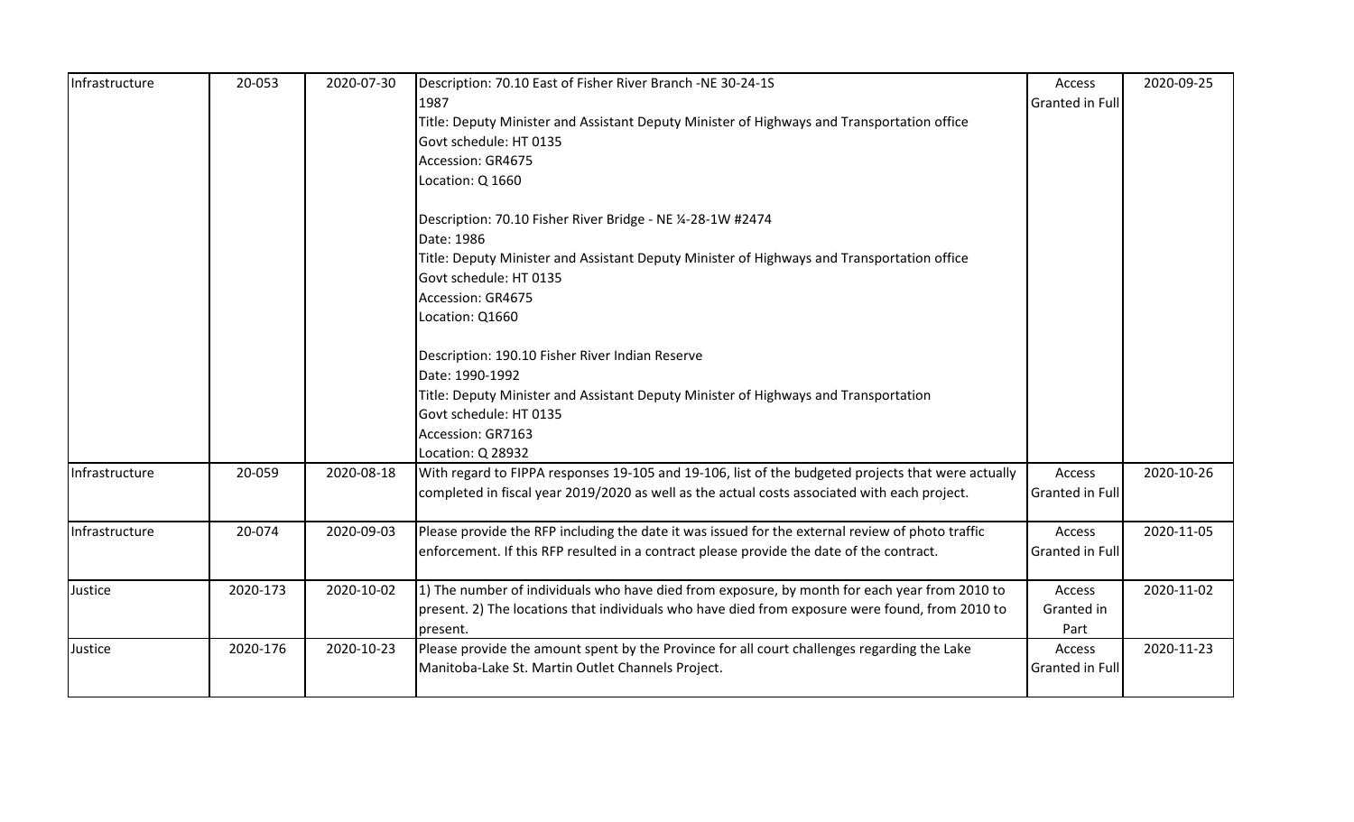| Infrastructure | 20-053 | 2020-07-30 | Description: 70.10 East of Fisher River Branch -NE 30-24-1S<br>1987<br>Title: Deputy Minister and Assistant Deputy Minister of Highways and Transportation office<br>Govt schedule: HT 0135<br>Accession: GR4675<br>Location: Q 1660<br><br>Description: 70.10 Fisher River Bridge - NE ¼-28-1W #2474<br>Date: 1986<br>Title: Deputy Minister and Assistant Deputy Minister of Highways and Transportation office<br>Govt schedule: HT 0135<br>Accession: GR4675<br>Location: Q1660<br><br>Description: 190.10 Fisher River Indian Reserve<br>Date: 1990-1992<br>Title: Deputy Minister and Assistant Deputy Minister of Highways and Transportation<br>Govt schedule: HT 0135<br>Accession: GR7163<br>Location: Q 28932 | Access Granted in Full | 2020-09-25 |
|---|---|---|---|---|---|
| Infrastructure | 20-059 | 2020-08-18 | With regard to FIPPA responses 19-105 and 19-106, list of the budgeted projects that were actually completed in fiscal year 2019/2020 as well as the actual costs associated with each project. | Access Granted in Full | 2020-10-26 |
| Infrastructure | 20-074 | 2020-09-03 | Please provide the RFP including the date it was issued for the external review of photo traffic enforcement. If this RFP resulted in a contract please provide the date of the contract. | Access Granted in Full | 2020-11-05 |
| Justice | 2020-173 | 2020-10-02 | 1) The number of individuals who have died from exposure, by month for each year from 2010 to present. 2) The locations that individuals who have died from exposure were found, from 2010 to present. | Access Granted in Part | 2020-11-02 |
| Justice | 2020-176 | 2020-10-23 | Please provide the amount spent by the Province for all court challenges regarding the Lake Manitoba-Lake St. Martin Outlet Channels Project. | Access Granted in Full | 2020-11-23 |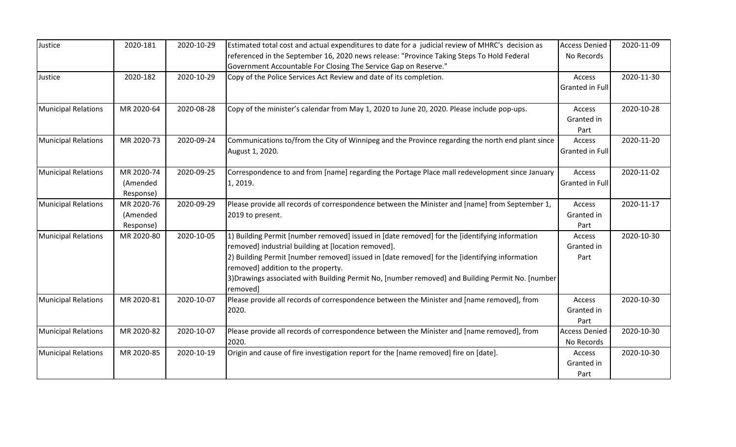| Justice | 2020-181 | 2020-10-29 | Estimated total cost and actual expenditures to date for a judicial review of MHRC's decision as referenced in the September 16, 2020 news release: "Province Taking Steps To Hold Federal Government Accountable For Closing The Service Gap on Reserve." | Access Denied - No Records | 2020-11-09 |
|---|---|---|---|---|---|
| Justice | 2020-182 | 2020-10-29 | Copy of the Police Services Act Review and date of its completion. | Access Granted in Full | 2020-11-30 |
| Municipal Relations | MR 2020-64 | 2020-08-28 | Copy of the minister's calendar from May 1, 2020 to June 20, 2020. Please include pop-ups. | Access Granted in Part | 2020-10-28 |
| Municipal Relations | MR 2020-73 | 2020-09-24 | Communications to/from the City of Winnipeg and the Province regarding the north end plant since August 1, 2020. | Access Granted in Full | 2020-11-20 |
| Municipal Relations | MR 2020-74 (Amended Response) | 2020-09-25 | Correspondence to and from [name] regarding the Portage Place mall redevelopment since January 1, 2019. | Access Granted in Full | 2020-11-02 |
| Municipal Relations | MR 2020-76 (Amended Response) | 2020-09-29 | Please provide all records of correspondence between the Minister and [name] from September 1, 2019 to present. | Access Granted in Part | 2020-11-17 |
| Municipal Relations | MR 2020-80 | 2020-10-05 | 1) Building Permit [number removed] issued in [date removed] for the [identifying information removed] industrial building at [location removed].<br>2) Building Permit [number removed] issued in [date removed] for the [identifying information removed] addition to the property.<br>3)Drawings associated with Building Permit No, [number removed] and Building Permit No. [number removed] | Access Granted in Part | 2020-10-30 |
| Municipal Relations | MR 2020-81 | 2020-10-07 | Please provide all records of correspondence between the Minister and [name removed], from 2020. | Access Granted in Part | 2020-10-30 |
| Municipal Relations | MR 2020-82 | 2020-10-07 | Please provide all records of correspondence between the Minister and [name removed], from 2020. | Access Denied - No Records | 2020-10-30 |
| Municipal Relations | MR 2020-85 | 2020-10-19 | Origin and cause of fire investigation report for the [name removed] fire on [date]. | Access Granted in Part | 2020-10-30 |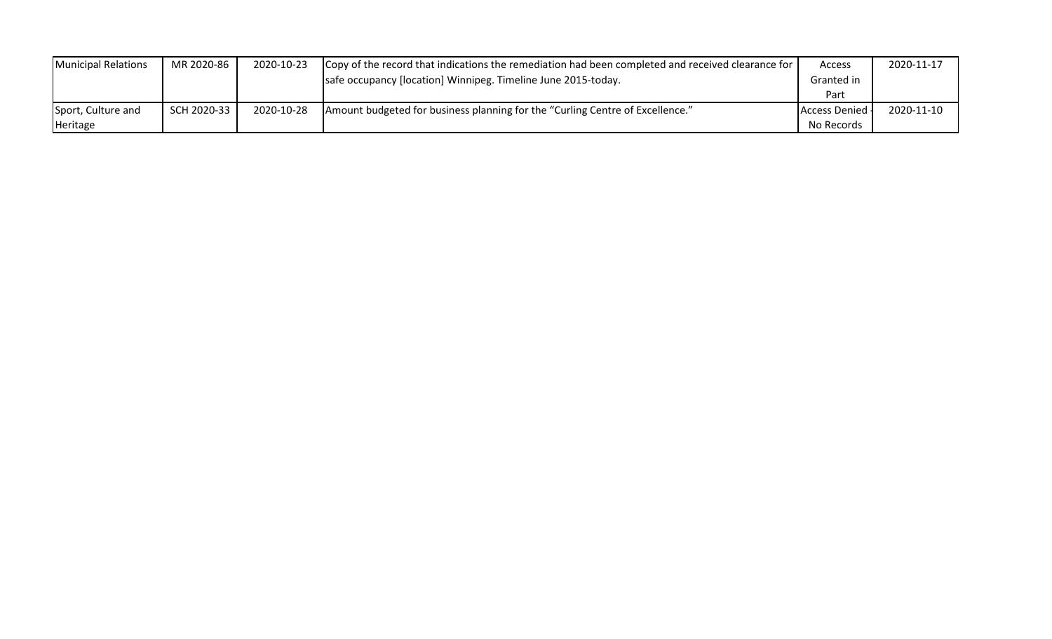| | | | | | |
|---|---|---|---|---|---|
| Municipal Relations | MR 2020-86 | 2020-10-23 | Copy of the record that indications the remediation had been completed and received clearance for safe occupancy [location] Winnipeg. Timeline June 2015-today. | Access Granted in Part | 2020-11-17 |
| Sport, Culture and Heritage | SCH 2020-33 | 2020-10-28 | Amount budgeted for business planning for the "Curling Centre of Excellence." | Access Denied - No Records | 2020-11-10 |